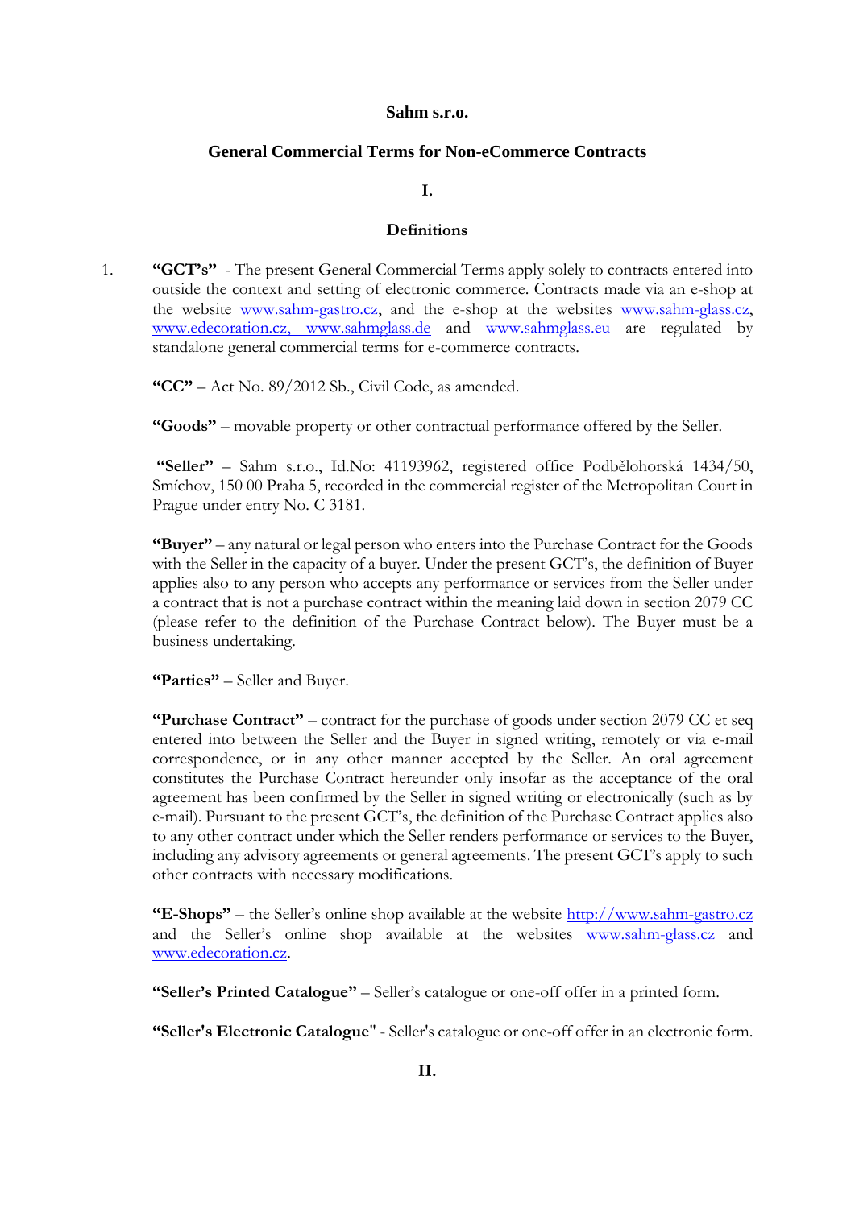**Sahm s.r.o.**

## General Commercial Terms for Non-eCommerce Contracts

### I.

### Definitions

1. **"GCT's"** - The present General Commercial Terms apply solely to contracts entered into outside the context and setting of electronic commerce. Contracts made via an e-shop at the website www.sahm-gastro.cz, and the e-shop at the websites www.sahm-glass.cz, www.edecoration.cz, www.sahmglass.de and www.sahmglass.eu are regulated by standalone general commercial terms for e-commerce contracts.

   **"CC"** – Act No. 89/2012 Sb., Civil Code, as amended.

   **"Goods"** – movable property or other contractual performance offered by the Seller.

   **"Seller"** – Sahm s.r.o., Id.No: 41193962, registered office Podbělohorská 1434/50, Smíchov, 150 00 Praha 5, recorded in the commercial register of the Metropolitan Court in Prague under entry No. C 3181.

   **"Buyer"** – any natural or legal person who enters into the Purchase Contract for the Goods with the Seller in the capacity of a buyer. Under the present GCT's, the definition of Buyer applies also to any person who accepts any performance or services from the Seller under a contract that is not a purchase contract within the meaning laid down in section 2079 CC (please refer to the definition of the Purchase Contract below). The Buyer must be a business undertaking.

   **"Parties"** – Seller and Buyer.

   **"Purchase Contract"** – contract for the purchase of goods under section 2079 CC et seq entered into between the Seller and the Buyer in signed writing, remotely or via e-mail correspondence, or in any other manner accepted by the Seller. An oral agreement constitutes the Purchase Contract hereunder only insofar as the acceptance of the oral agreement has been confirmed by the Seller in signed writing or electronically (such as by e-mail). Pursuant to the present GCT's, the definition of the Purchase Contract applies also to any other contract under which the Seller renders performance or services to the Buyer, including any advisory agreements or general agreements. The present GCT's apply to such other contracts with necessary modifications.

   **"E-Shops"** – the Seller's online shop available at the website http://www.sahm-gastro.cz and the Seller's online shop available at the websites www.sahm-glass.cz and www.edecoration.cz.

   **"Seller's Printed Catalogue"** – Seller's catalogue or one-off offer in a printed form.

   **"Seller's Electronic Catalogue"** - Seller's catalogue or one-off offer in an electronic form.

### II.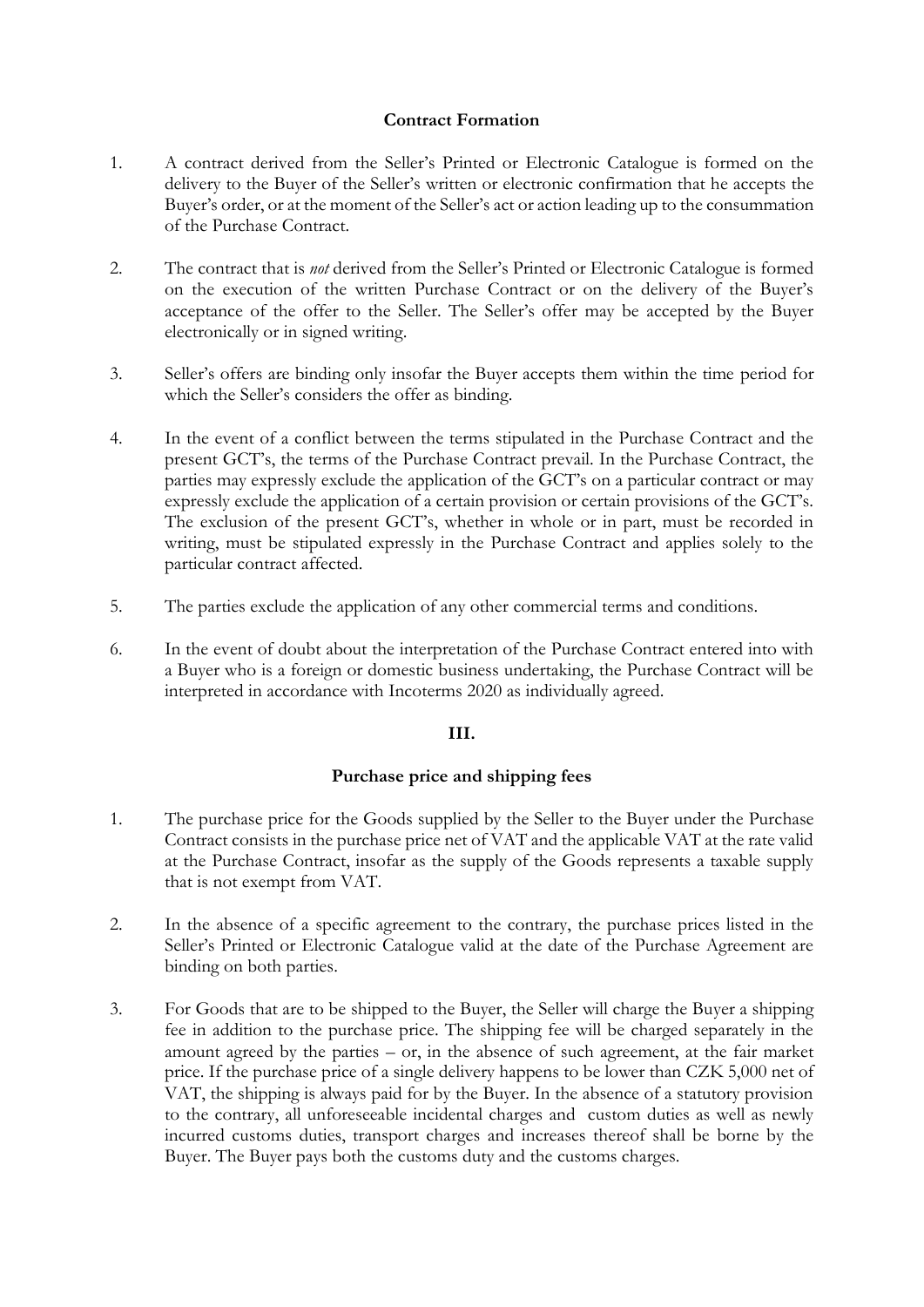## Contract Formation

1. A contract derived from the Seller's Printed or Electronic Catalogue is formed on the delivery to the Buyer of the Seller's written or electronic confirmation that he accepts the Buyer's order, or at the moment of the Seller's act or action leading up to the consummation of the Purchase Contract.

2. The contract that is *not* derived from the Seller's Printed or Electronic Catalogue is formed on the execution of the written Purchase Contract or on the delivery of the Buyer's acceptance of the offer to the Seller. The Seller's offer may be accepted by the Buyer electronically or in signed writing.

3. Seller's offers are binding only insofar the Buyer accepts them within the time period for which the Seller's considers the offer as binding.

4. In the event of a conflict between the terms stipulated in the Purchase Contract and the present GCT's, the terms of the Purchase Contract prevail. In the Purchase Contract, the parties may expressly exclude the application of the GCT's on a particular contract or may expressly exclude the application of a certain provision or certain provisions of the GCT's. The exclusion of the present GCT's, whether in whole or in part, must be recorded in writing, must be stipulated expressly in the Purchase Contract and applies solely to the particular contract affected.

5. The parties exclude the application of any other commercial terms and conditions.

6. In the event of doubt about the interpretation of the Purchase Contract entered into with a Buyer who is a foreign or domestic business undertaking, the Purchase Contract will be interpreted in accordance with Incoterms 2020 as individually agreed.

## III.

## Purchase price and shipping fees

1. The purchase price for the Goods supplied by the Seller to the Buyer under the Purchase Contract consists in the purchase price net of VAT and the applicable VAT at the rate valid at the Purchase Contract, insofar as the supply of the Goods represents a taxable supply that is not exempt from VAT.

2. In the absence of a specific agreement to the contrary, the purchase prices listed in the Seller's Printed or Electronic Catalogue valid at the date of the Purchase Agreement are binding on both parties.

3. For Goods that are to be shipped to the Buyer, the Seller will charge the Buyer a shipping fee in addition to the purchase price. The shipping fee will be charged separately in the amount agreed by the parties – or, in the absence of such agreement, at the fair market price. If the purchase price of a single delivery happens to be lower than CZK 5,000 net of VAT, the shipping is always paid for by the Buyer. In the absence of a statutory provision to the contrary, all unforeseeable incidental charges and custom duties as well as newly incurred customs duties, transport charges and increases thereof shall be borne by the Buyer. The Buyer pays both the customs duty and the customs charges.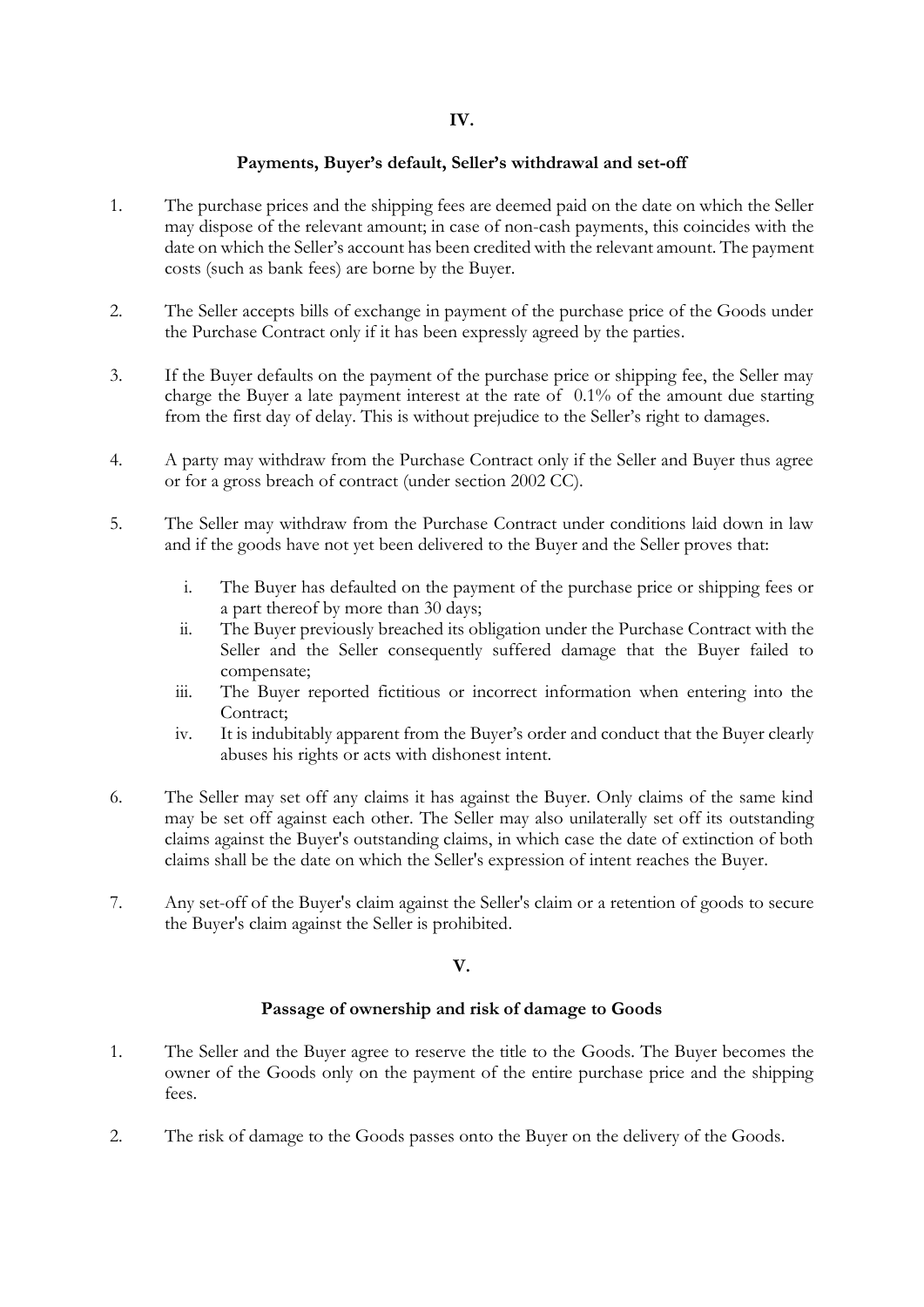## IV.

### Payments, Buyer's default, Seller's withdrawal and set-off

1. The purchase prices and the shipping fees are deemed paid on the date on which the Seller may dispose of the relevant amount; in case of non-cash payments, this coincides with the date on which the Seller's account has been credited with the relevant amount. The payment costs (such as bank fees) are borne by the Buyer.

2. The Seller accepts bills of exchange in payment of the purchase price of the Goods under the Purchase Contract only if it has been expressly agreed by the parties.

3. If the Buyer defaults on the payment of the purchase price or shipping fee, the Seller may charge the Buyer a late payment interest at the rate of 0.1% of the amount due starting from the first day of delay. This is without prejudice to the Seller's right to damages.

4. A party may withdraw from the Purchase Contract only if the Seller and Buyer thus agree or for a gross breach of contract (under section 2002 CC).

5. The Seller may withdraw from the Purchase Contract under conditions laid down in law and if the goods have not yet been delivered to the Buyer and the Seller proves that:

   i. The Buyer has defaulted on the payment of the purchase price or shipping fees or a part thereof by more than 30 days;
   ii. The Buyer previously breached its obligation under the Purchase Contract with the Seller and the Seller consequently suffered damage that the Buyer failed to compensate;
   iii. The Buyer reported fictitious or incorrect information when entering into the Contract;
   iv. It is indubitably apparent from the Buyer's order and conduct that the Buyer clearly abuses his rights or acts with dishonest intent.

6. The Seller may set off any claims it has against the Buyer. Only claims of the same kind may be set off against each other. The Seller may also unilaterally set off its outstanding claims against the Buyer's outstanding claims, in which case the date of extinction of both claims shall be the date on which the Seller's expression of intent reaches the Buyer.

7. Any set-off of the Buyer's claim against the Seller's claim or a retention of goods to secure the Buyer's claim against the Seller is prohibited.

## V.

### Passage of ownership and risk of damage to Goods

1. The Seller and the Buyer agree to reserve the title to the Goods. The Buyer becomes the owner of the Goods only on the payment of the entire purchase price and the shipping fees.

2. The risk of damage to the Goods passes onto the Buyer on the delivery of the Goods.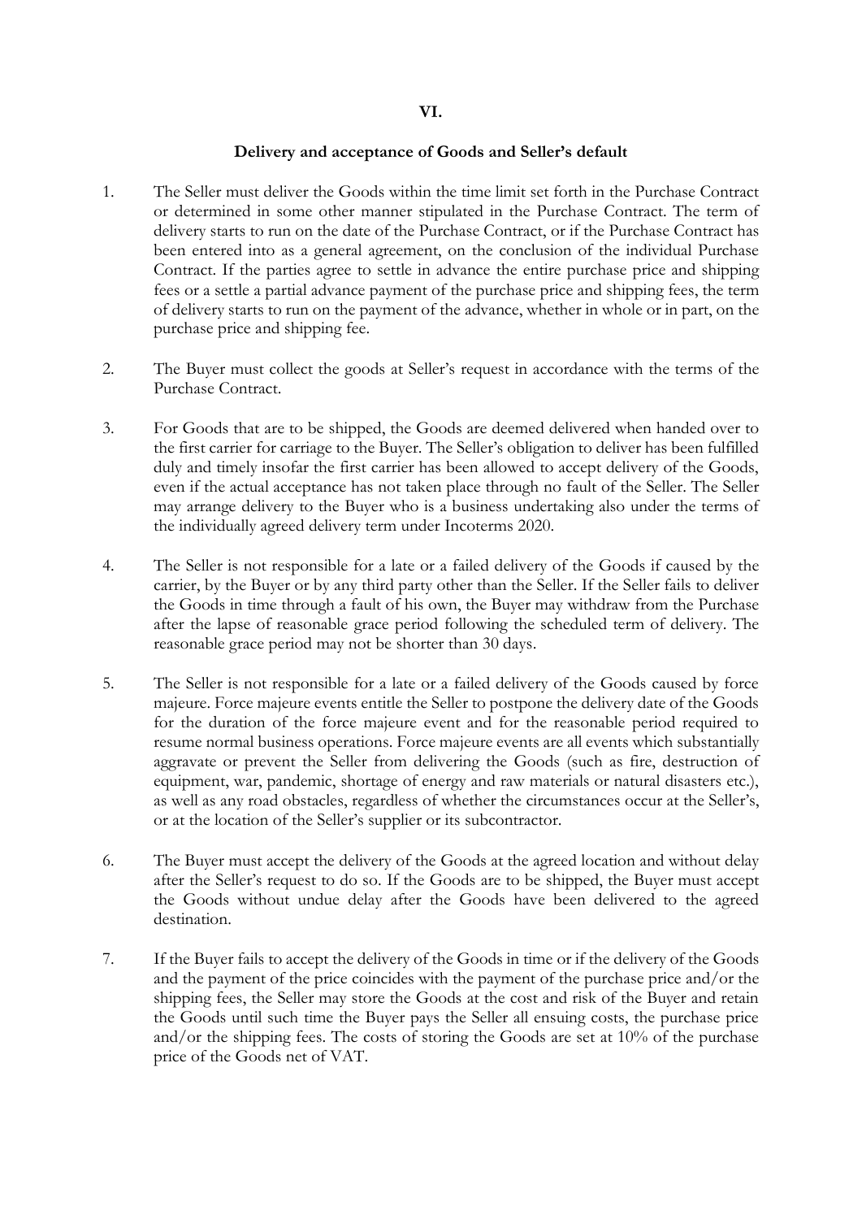## VI.

### Delivery and acceptance of Goods and Seller's default

1. The Seller must deliver the Goods within the time limit set forth in the Purchase Contract or determined in some other manner stipulated in the Purchase Contract. The term of delivery starts to run on the date of the Purchase Contract, or if the Purchase Contract has been entered into as a general agreement, on the conclusion of the individual Purchase Contract. If the parties agree to settle in advance the entire purchase price and shipping fees or a settle a partial advance payment of the purchase price and shipping fees, the term of delivery starts to run on the payment of the advance, whether in whole or in part, on the purchase price and shipping fee.

2. The Buyer must collect the goods at Seller's request in accordance with the terms of the Purchase Contract.

3. For Goods that are to be shipped, the Goods are deemed delivered when handed over to the first carrier for carriage to the Buyer. The Seller's obligation to deliver has been fulfilled duly and timely insofar the first carrier has been allowed to accept delivery of the Goods, even if the actual acceptance has not taken place through no fault of the Seller. The Seller may arrange delivery to the Buyer who is a business undertaking also under the terms of the individually agreed delivery term under Incoterms 2020.

4. The Seller is not responsible for a late or a failed delivery of the Goods if caused by the carrier, by the Buyer or by any third party other than the Seller. If the Seller fails to deliver the Goods in time through a fault of his own, the Buyer may withdraw from the Purchase after the lapse of reasonable grace period following the scheduled term of delivery. The reasonable grace period may not be shorter than 30 days.

5. The Seller is not responsible for a late or a failed delivery of the Goods caused by force majeure. Force majeure events entitle the Seller to postpone the delivery date of the Goods for the duration of the force majeure event and for the reasonable period required to resume normal business operations. Force majeure events are all events which substantially aggravate or prevent the Seller from delivering the Goods (such as fire, destruction of equipment, war, pandemic, shortage of energy and raw materials or natural disasters etc.), as well as any road obstacles, regardless of whether the circumstances occur at the Seller's, or at the location of the Seller's supplier or its subcontractor.

6. The Buyer must accept the delivery of the Goods at the agreed location and without delay after the Seller's request to do so. If the Goods are to be shipped, the Buyer must accept the Goods without undue delay after the Goods have been delivered to the agreed destination.

7. If the Buyer fails to accept the delivery of the Goods in time or if the delivery of the Goods and the payment of the price coincides with the payment of the purchase price and/or the shipping fees, the Seller may store the Goods at the cost and risk of the Buyer and retain the Goods until such time the Buyer pays the Seller all ensuing costs, the purchase price and/or the shipping fees. The costs of storing the Goods are set at 10% of the purchase price of the Goods net of VAT.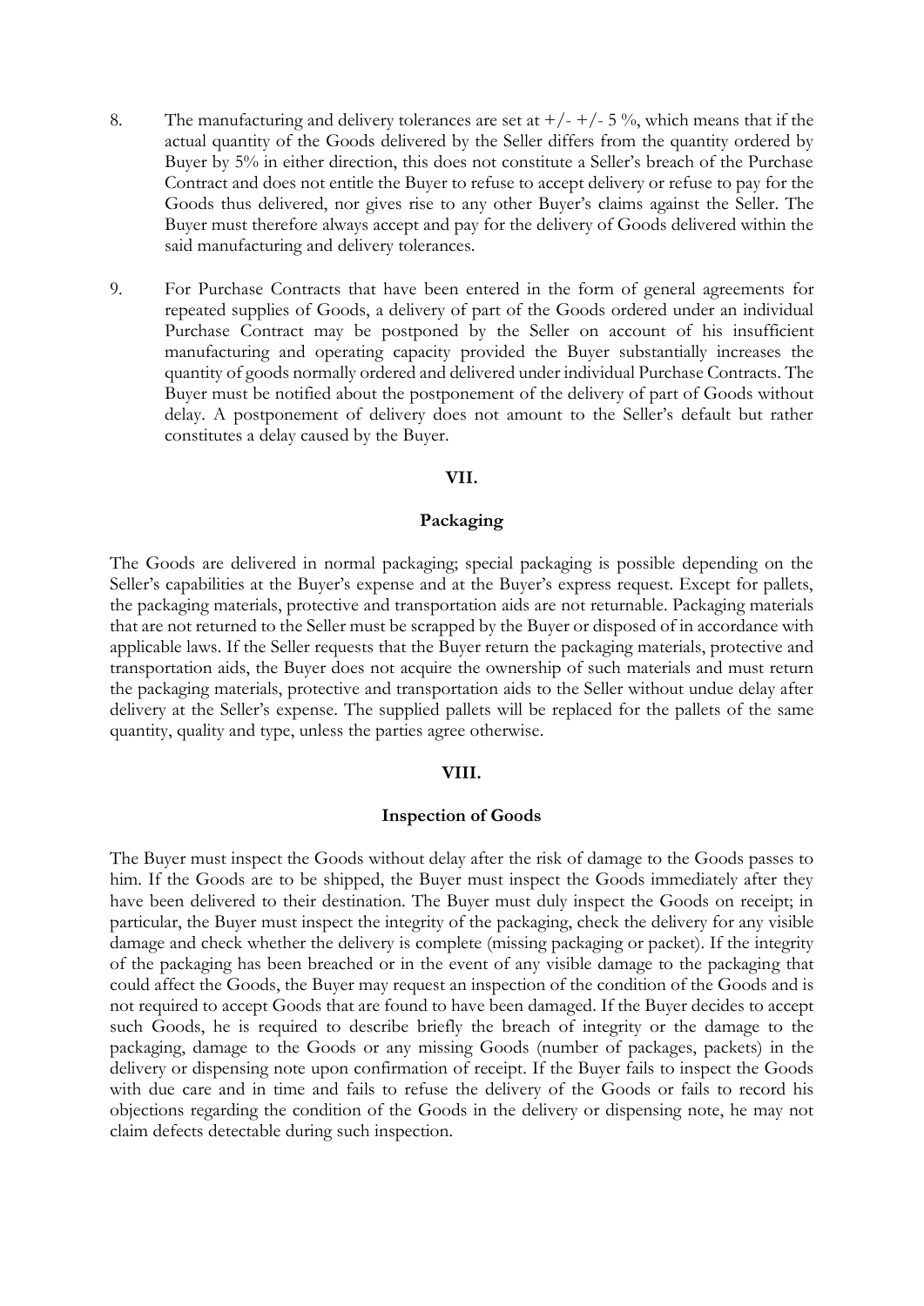8. The manufacturing and delivery tolerances are set at +/- +/- 5 %, which means that if the actual quantity of the Goods delivered by the Seller differs from the quantity ordered by Buyer by 5% in either direction, this does not constitute a Seller's breach of the Purchase Contract and does not entitle the Buyer to refuse to accept delivery or refuse to pay for the Goods thus delivered, nor gives rise to any other Buyer's claims against the Seller. The Buyer must therefore always accept and pay for the delivery of Goods delivered within the said manufacturing and delivery tolerances.

9. For Purchase Contracts that have been entered in the form of general agreements for repeated supplies of Goods, a delivery of part of the Goods ordered under an individual Purchase Contract may be postponed by the Seller on account of his insufficient manufacturing and operating capacity provided the Buyer substantially increases the quantity of goods normally ordered and delivered under individual Purchase Contracts. The Buyer must be notified about the postponement of the delivery of part of Goods without delay. A postponement of delivery does not amount to the Seller's default but rather constitutes a delay caused by the Buyer.

## VII.

## Packaging

The Goods are delivered in normal packaging; special packaging is possible depending on the Seller's capabilities at the Buyer's expense and at the Buyer's express request. Except for pallets, the packaging materials, protective and transportation aids are not returnable. Packaging materials that are not returned to the Seller must be scrapped by the Buyer or disposed of in accordance with applicable laws. If the Seller requests that the Buyer return the packaging materials, protective and transportation aids, the Buyer does not acquire the ownership of such materials and must return the packaging materials, protective and transportation aids to the Seller without undue delay after delivery at the Seller's expense. The supplied pallets will be replaced for the pallets of the same quantity, quality and type, unless the parties agree otherwise.

## VIII.

## Inspection of Goods

The Buyer must inspect the Goods without delay after the risk of damage to the Goods passes to him. If the Goods are to be shipped, the Buyer must inspect the Goods immediately after they have been delivered to their destination. The Buyer must duly inspect the Goods on receipt; in particular, the Buyer must inspect the integrity of the packaging, check the delivery for any visible damage and check whether the delivery is complete (missing packaging or packet). If the integrity of the packaging has been breached or in the event of any visible damage to the packaging that could affect the Goods, the Buyer may request an inspection of the condition of the Goods and is not required to accept Goods that are found to have been damaged. If the Buyer decides to accept such Goods, he is required to describe briefly the breach of integrity or the damage to the packaging, damage to the Goods or any missing Goods (number of packages, packets) in the delivery or dispensing note upon confirmation of receipt. If the Buyer fails to inspect the Goods with due care and in time and fails to refuse the delivery of the Goods or fails to record his objections regarding the condition of the Goods in the delivery or dispensing note, he may not claim defects detectable during such inspection.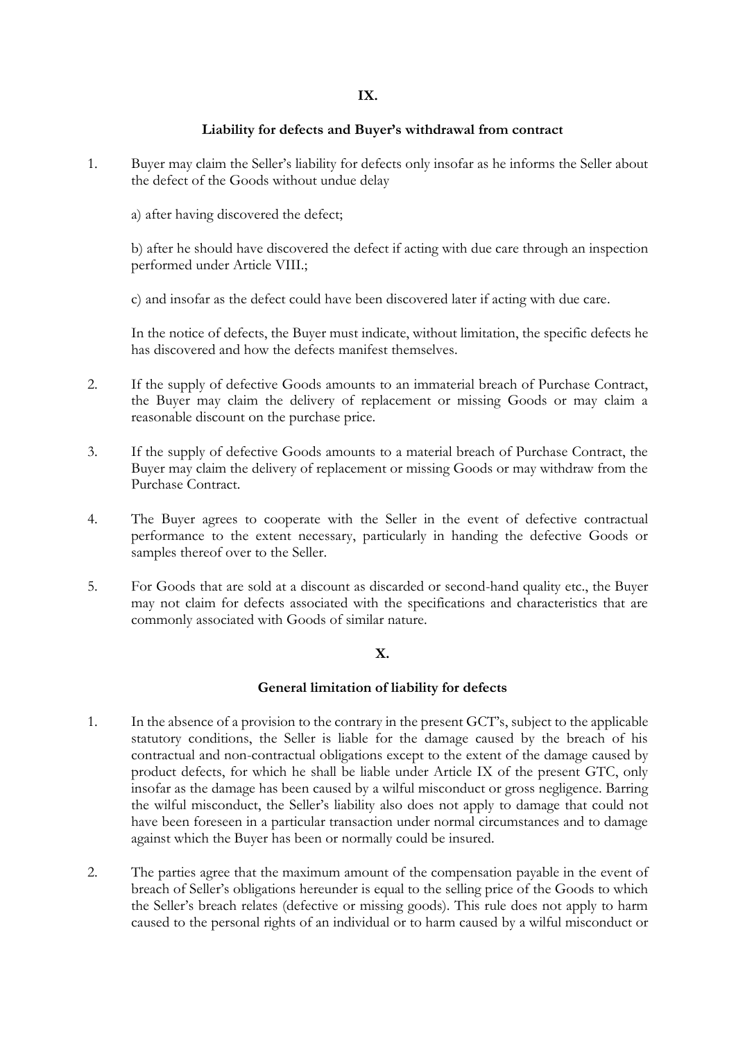## IX.

## Liability for defects and Buyer's withdrawal from contract

1. Buyer may claim the Seller's liability for defects only insofar as he informs the Seller about the defect of the Goods without undue delay

   a) after having discovered the defect;

   b) after he should have discovered the defect if acting with due care through an inspection performed under Article VIII.;

   c) and insofar as the defect could have been discovered later if acting with due care.

   In the notice of defects, the Buyer must indicate, without limitation, the specific defects he has discovered and how the defects manifest themselves.

2. If the supply of defective Goods amounts to an immaterial breach of Purchase Contract, the Buyer may claim the delivery of replacement or missing Goods or may claim a reasonable discount on the purchase price.

3. If the supply of defective Goods amounts to a material breach of Purchase Contract, the Buyer may claim the delivery of replacement or missing Goods or may withdraw from the Purchase Contract.

4. The Buyer agrees to cooperate with the Seller in the event of defective contractual performance to the extent necessary, particularly in handing the defective Goods or samples thereof over to the Seller.

5. For Goods that are sold at a discount as discarded or second-hand quality etc., the Buyer may not claim for defects associated with the specifications and characteristics that are commonly associated with Goods of similar nature.

## X.

## General limitation of liability for defects

1. In the absence of a provision to the contrary in the present GCT's, subject to the applicable statutory conditions, the Seller is liable for the damage caused by the breach of his contractual and non-contractual obligations except to the extent of the damage caused by product defects, for which he shall be liable under Article IX of the present GTC, only insofar as the damage has been caused by a wilful misconduct or gross negligence. Barring the wilful misconduct, the Seller's liability also does not apply to damage that could not have been foreseen in a particular transaction under normal circumstances and to damage against which the Buyer has been or normally could be insured.

2. The parties agree that the maximum amount of the compensation payable in the event of breach of Seller's obligations hereunder is equal to the selling price of the Goods to which the Seller's breach relates (defective or missing goods). This rule does not apply to harm caused to the personal rights of an individual or to harm caused by a wilful misconduct or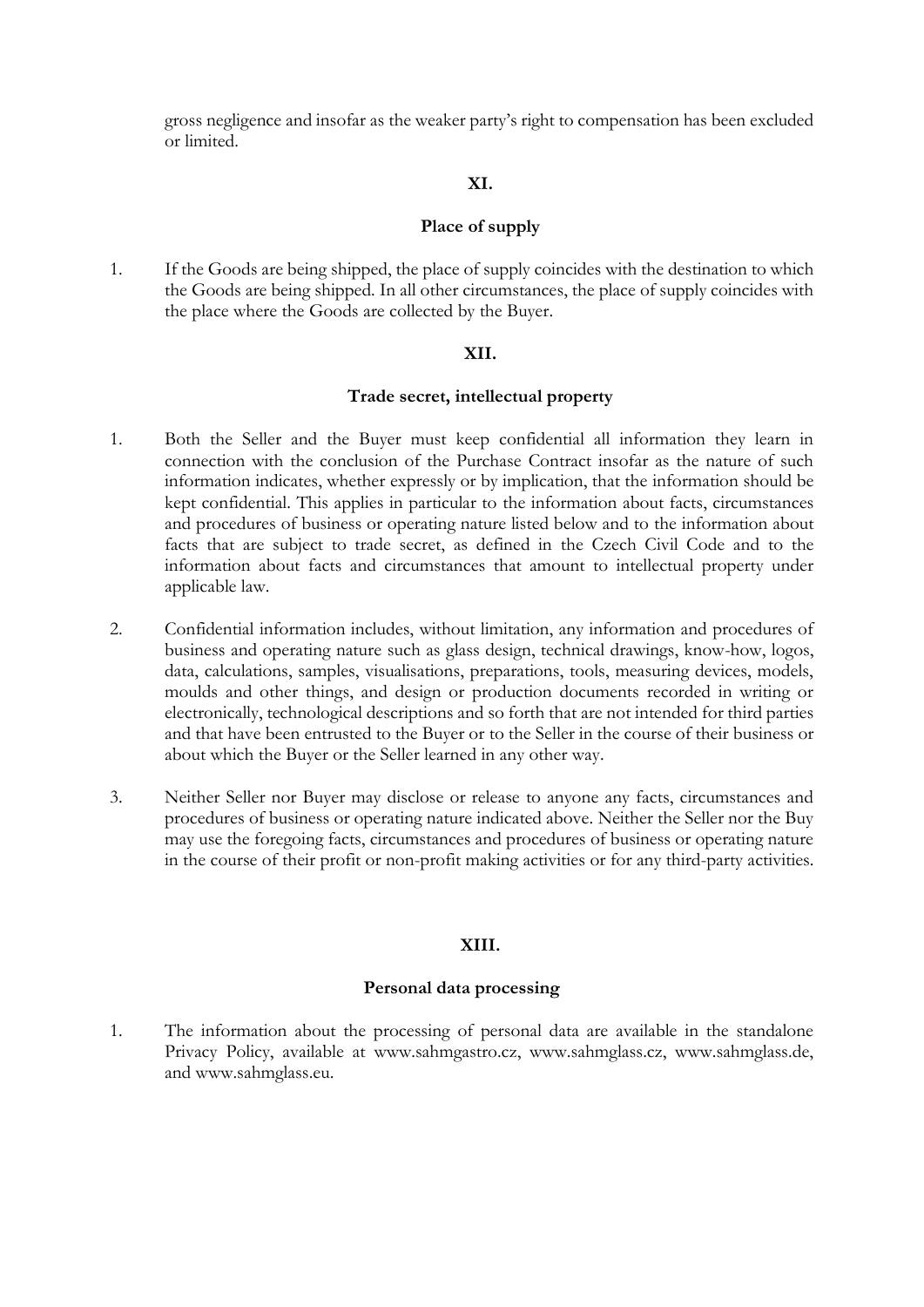gross negligence and insofar as the weaker party's right to compensation has been excluded or limited.

## XI.

## Place of supply

1. If the Goods are being shipped, the place of supply coincides with the destination to which the Goods are being shipped. In all other circumstances, the place of supply coincides with the place where the Goods are collected by the Buyer.

## XII.

## Trade secret, intellectual property

1. Both the Seller and the Buyer must keep confidential all information they learn in connection with the conclusion of the Purchase Contract insofar as the nature of such information indicates, whether expressly or by implication, that the information should be kept confidential. This applies in particular to the information about facts, circumstances and procedures of business or operating nature listed below and to the information about facts that are subject to trade secret, as defined in the Czech Civil Code and to the information about facts and circumstances that amount to intellectual property under applicable law.

2. Confidential information includes, without limitation, any information and procedures of business and operating nature such as glass design, technical drawings, know-how, logos, data, calculations, samples, visualisations, preparations, tools, measuring devices, models, moulds and other things, and design or production documents recorded in writing or electronically, technological descriptions and so forth that are not intended for third parties and that have been entrusted to the Buyer or to the Seller in the course of their business or about which the Buyer or the Seller learned in any other way.

3. Neither Seller nor Buyer may disclose or release to anyone any facts, circumstances and procedures of business or operating nature indicated above. Neither the Seller nor the Buy may use the foregoing facts, circumstances and procedures of business or operating nature in the course of their profit or non-profit making activities or for any third-party activities.

## XIII.

## Personal data processing

1. The information about the processing of personal data are available in the standalone Privacy Policy, available at www.sahmgastro.cz, www.sahmglass.cz, www.sahmglass.de, and www.sahmglass.eu.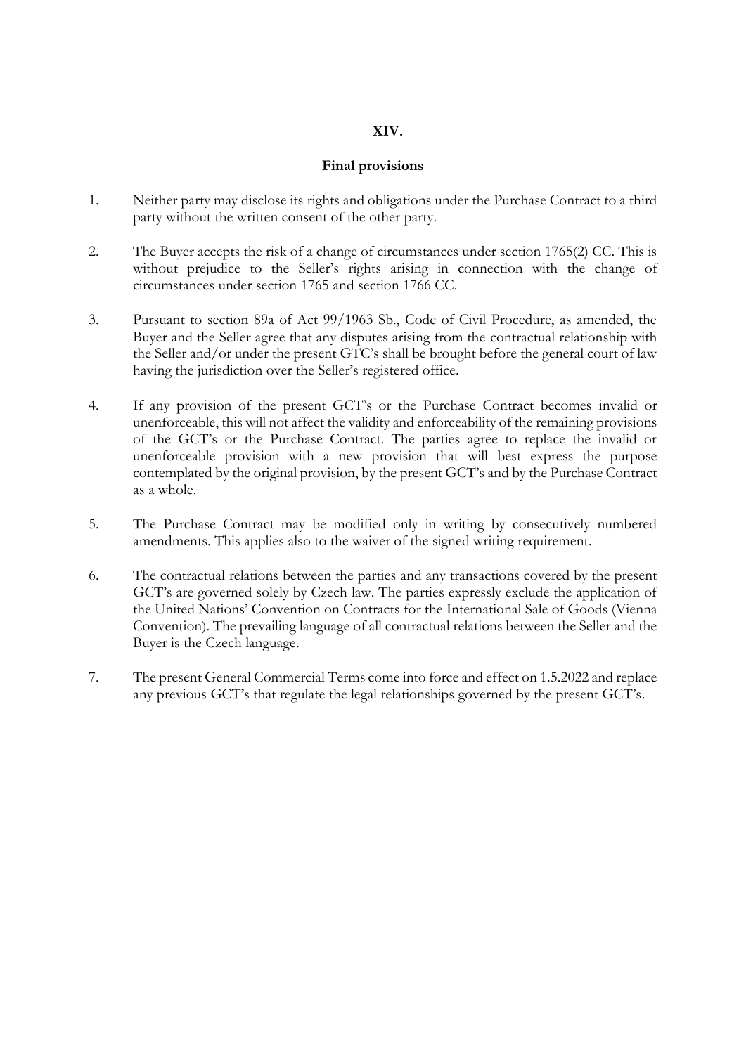## XIV.

### Final provisions

1. Neither party may disclose its rights and obligations under the Purchase Contract to a third party without the written consent of the other party.

2. The Buyer accepts the risk of a change of circumstances under section 1765(2) CC. This is without prejudice to the Seller's rights arising in connection with the change of circumstances under section 1765 and section 1766 CC.

3. Pursuant to section 89a of Act 99/1963 Sb., Code of Civil Procedure, as amended, the Buyer and the Seller agree that any disputes arising from the contractual relationship with the Seller and/or under the present GTC's shall be brought before the general court of law having the jurisdiction over the Seller's registered office.

4. If any provision of the present GCT's or the Purchase Contract becomes invalid or unenforceable, this will not affect the validity and enforceability of the remaining provisions of the GCT's or the Purchase Contract. The parties agree to replace the invalid or unenforceable provision with a new provision that will best express the purpose contemplated by the original provision, by the present GCT's and by the Purchase Contract as a whole.

5. The Purchase Contract may be modified only in writing by consecutively numbered amendments. This applies also to the waiver of the signed writing requirement.

6. The contractual relations between the parties and any transactions covered by the present GCT's are governed solely by Czech law. The parties expressly exclude the application of the United Nations' Convention on Contracts for the International Sale of Goods (Vienna Convention). The prevailing language of all contractual relations between the Seller and the Buyer is the Czech language.

7. The present General Commercial Terms come into force and effect on 1.5.2022 and replace any previous GCT's that regulate the legal relationships governed by the present GCT's.